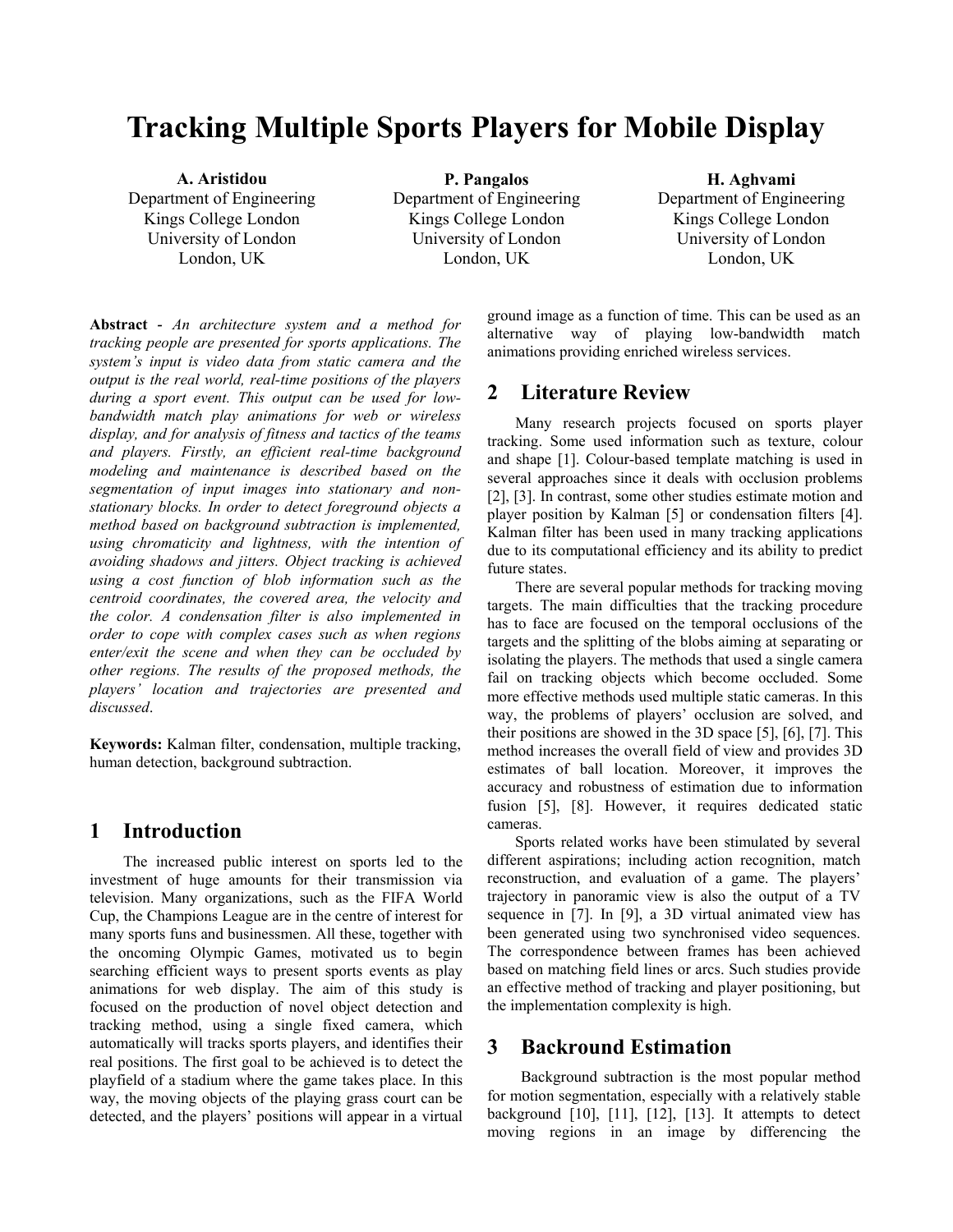# Tracking Multiple Sports Players for Mobile Display

**A. Aristidou**
Department of Engineering
Kings College London
University of London
London, UK

**P. Pangalos**
Department of Engineering
Kings College London
University of London
London, UK

**H. Aghvami**
Department of Engineering
Kings College London
University of London
London, UK

**Abstract** - *An architecture system and a method for tracking people are presented for sports applications. The system's input is video data from static camera and the output is the real world, real-time positions of the players during a sport event. This output can be used for low-bandwidth match play animations for web or wireless display, and for analysis of fitness and tactics of the teams and players. Firstly, an efficient real-time background modeling and maintenance is described based on the segmentation of input images into stationary and non-stationary blocks. In order to detect foreground objects a method based on background subtraction is implemented, using chromaticity and lightness, with the intention of avoiding shadows and jitters. Object tracking is achieved using a cost function of blob information such as the centroid coordinates, the covered area, the velocity and the color. A condensation filter is also implemented in order to cope with complex cases such as when regions enter/exit the scene and when they can be occluded by other regions. The results of the proposed methods, the players' location and trajectories are presented and discussed.*

**Keywords:** Kalman filter, condensation, multiple tracking, human detection, background subtraction.

## 1 Introduction

The increased public interest on sports led to the investment of huge amounts for their transmission via television. Many organizations, such as the FIFA World Cup, the Champions League are in the centre of interest for many sports funs and businessmen. All these, together with the oncoming Olympic Games, motivated us to begin searching efficient ways to present sports events as play animations for web display. The aim of this study is focused on the production of novel object detection and tracking method, using a single fixed camera, which automatically will tracks sports players, and identifies their real positions. The first goal to be achieved is to detect the playfield of a stadium where the game takes place. In this way, the moving objects of the playing grass court can be detected, and the players' positions will appear in a virtual ground image as a function of time. This can be used as an alternative way of playing low-bandwidth match animations providing enriched wireless services.

## 2 Literature Review

Many research projects focused on sports player tracking. Some used information such as texture, colour and shape [1]. Colour-based template matching is used in several approaches since it deals with occlusion problems [2], [3]. In contrast, some other studies estimate motion and player position by Kalman [5] or condensation filters [4]. Kalman filter has been used in many tracking applications due to its computational efficiency and its ability to predict future states.

There are several popular methods for tracking moving targets. The main difficulties that the tracking procedure has to face are focused on the temporal occlusions of the targets and the splitting of the blobs aiming at separating or isolating the players. The methods that used a single camera fail on tracking objects which become occluded. Some more effective methods used multiple static cameras. In this way, the problems of players' occlusion are solved, and their positions are showed in the 3D space [5], [6], [7]. This method increases the overall field of view and provides 3D estimates of ball location. Moreover, it improves the accuracy and robustness of estimation due to information fusion [5], [8]. However, it requires dedicated static cameras.

Sports related works have been stimulated by several different aspirations; including action recognition, match reconstruction, and evaluation of a game. The players' trajectory in panoramic view is also the output of a TV sequence in [7]. In [9], a 3D virtual animated view has been generated using two synchronised video sequences. The correspondence between frames has been achieved based on matching field lines or arcs. Such studies provide an effective method of tracking and player positioning, but the implementation complexity is high.

## 3 Backround Estimation

Background subtraction is the most popular method for motion segmentation, especially with a relatively stable background [10], [11], [12], [13]. It attempts to detect moving regions in an image by differencing the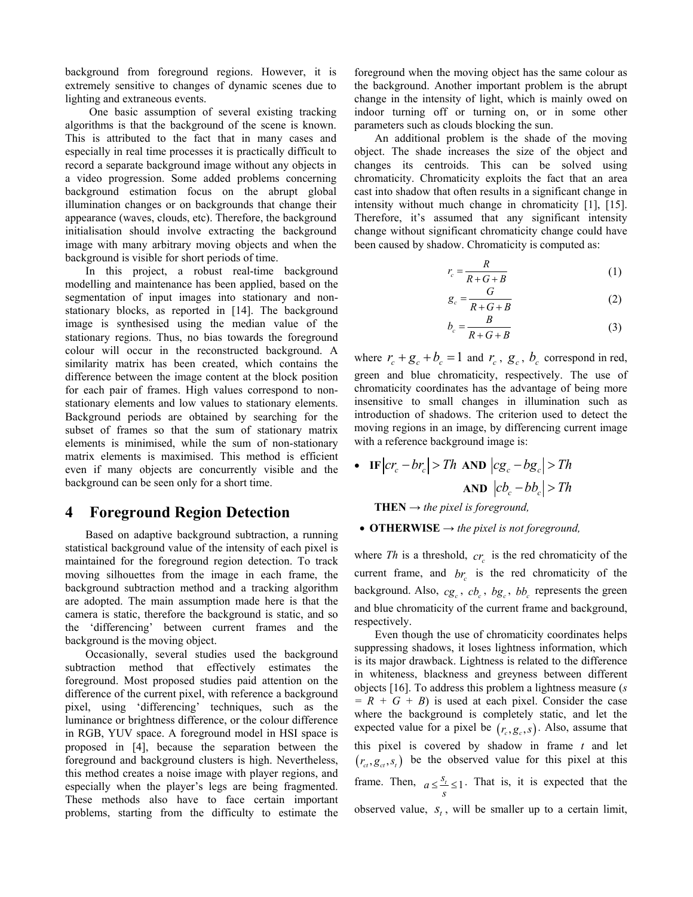background from foreground regions. However, it is extremely sensitive to changes of dynamic scenes due to lighting and extraneous events.

One basic assumption of several existing tracking algorithms is that the background of the scene is known. This is attributed to the fact that in many cases and especially in real time processes it is practically difficult to record a separate background image without any objects in a video progression. Some added problems concerning background estimation focus on the abrupt global illumination changes or on backgrounds that change their appearance (waves, clouds, etc). Therefore, the background initialisation should involve extracting the background image with many arbitrary moving objects and when the background is visible for short periods of time.

In this project, a robust real-time background modelling and maintenance has been applied, based on the segmentation of input images into stationary and non-stationary blocks, as reported in [14]. The background image is synthesised using the median value of the stationary regions. Thus, no bias towards the foreground colour will occur in the reconstructed background. A similarity matrix has been created, which contains the difference between the image content at the block position for each pair of frames. High values correspond to non-stationary elements and low values to stationary elements. Background periods are obtained by searching for the subset of frames so that the sum of stationary matrix elements is minimised, while the sum of non-stationary matrix elements is maximised. This method is efficient even if many objects are concurrently visible and the background can be seen only for a short time.

## 4 Foreground Region Detection

Based on adaptive background subtraction, a running statistical background value of the intensity of each pixel is maintained for the foreground region detection. To track moving silhouettes from the image in each frame, the background subtraction method and a tracking algorithm are adopted. The main assumption made here is that the camera is static, therefore the background is static, and so the 'differencing' between current frames and the background is the moving object.

Occasionally, several studies used the background subtraction method that effectively estimates the foreground. Most proposed studies paid attention on the difference of the current pixel, with reference a background pixel, using 'differencing' techniques, such as the luminance or brightness difference, or the colour difference in RGB, YUV space. A foreground model in HSI space is proposed in [4], because the separation between the foreground and background clusters is high. Nevertheless, this method creates a noise image with player regions, and especially when the player's legs are being fragmented. These methods also have to face certain important problems, starting from the difficulty to estimate the foreground when the moving object has the same colour as the background. Another important problem is the abrupt change in the intensity of light, which is mainly owed on indoor turning off or turning on, or in some other parameters such as clouds blocking the sun.

An additional problem is the shade of the moving object. The shade increases the size of the object and changes its centroids. This can be solved using chromaticity. Chromaticity exploits the fact that an area cast into shadow that often results in a significant change in intensity without much change in chromaticity [1], [15]. Therefore, it's assumed that any significant intensity change without significant chromaticity change could have been caused by shadow. Chromaticity is computed as:

$$r_c = \frac{R}{R+G+B} \tag{1}$$

$$g_c = \frac{G}{R+G+B} \tag{2}$$

$$b_c = \frac{B}{R+G+B} \tag{3}$$

where $r_c + g_c + b_c = 1$ and $r_c$, $g_c$, $b_c$ correspond in red, green and blue chromaticity, respectively. The use of chromaticity coordinates has the advantage of being more insensitive to small changes in illumination such as introduction of shadows. The criterion used to detect the moving regions in an image, by differencing current image with a reference background image is:

- **IF** $|cr_c - br_c| > Th$ **AND** $|cg_c - bg_c| > Th$ **AND** $|cb_c - bb_c| > Th$

  **THEN** → *the pixel is foreground,*

- **OTHERWISE** → *the pixel is not foreground,*

where *Th* is a threshold, $cr_c$ is the red chromaticity of the current frame, and $br_c$ is the red chromaticity of the background. Also, $cg_c$, $cb_c$, $bg_c$, $bb_c$ represents the green and blue chromaticity of the current frame and background, respectively.

Even though the use of chromaticity coordinates helps suppressing shadows, it loses lightness information, which is its major drawback. Lightness is related to the difference in whiteness, blackness and greyness between different objects [16]. To address this problem a lightness measure ($s = R + G + B$) is used at each pixel. Consider the case where the background is completely static, and let the expected value for a pixel be $(r_c, g_c, s)$. Also, assume that this pixel is covered by shadow in frame $t$ and let $(r_{ct}, g_{ct}, s_t)$ be the observed value for this pixel at this frame. Then, $a \le \frac{s_t}{s} \le 1$. That is, it is expected that the observed value, $s_t$, will be smaller up to a certain limit,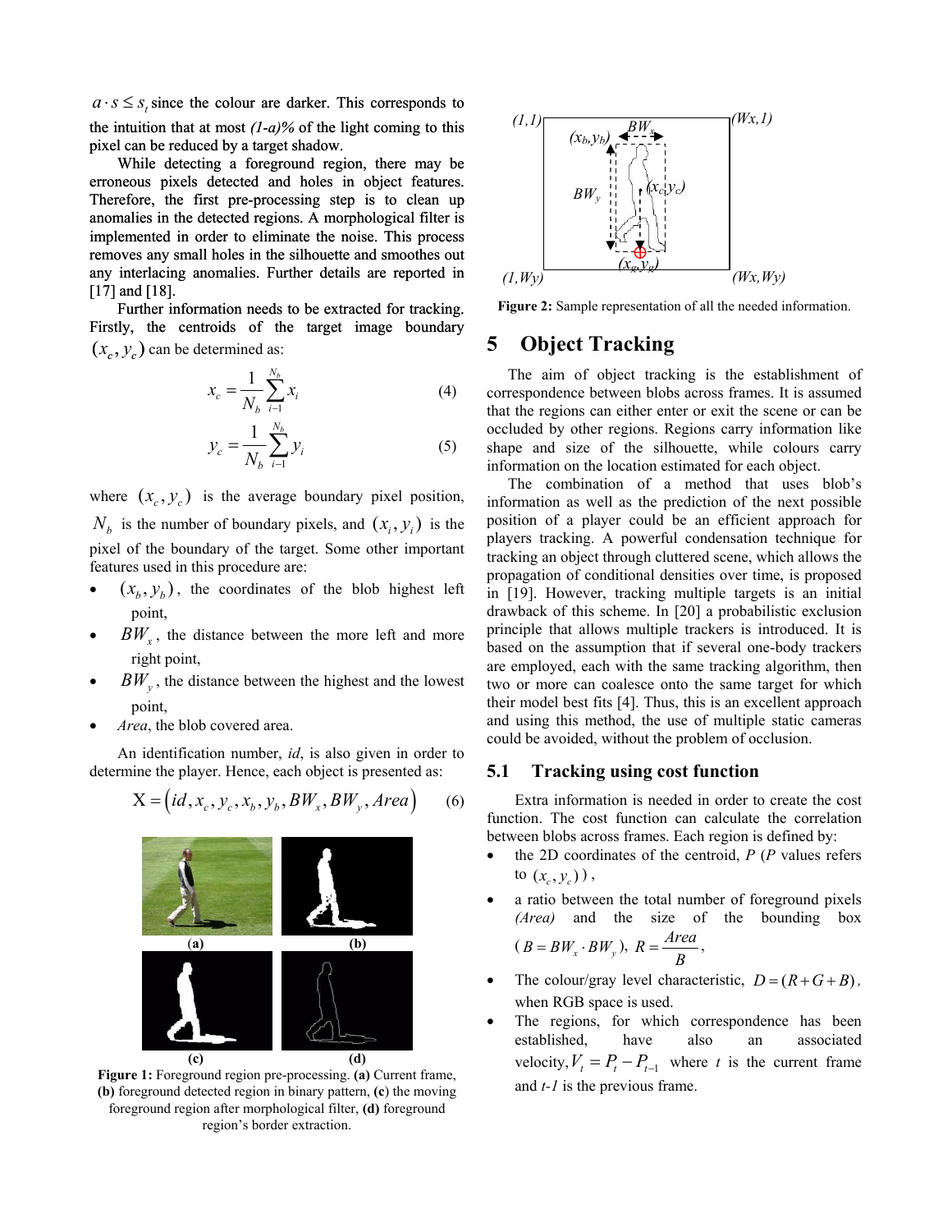$a \cdot s \leq s_t$ since the colour are darker. This corresponds to the intuition that at most *(1-a)%* of the light coming to this pixel can be reduced by a target shadow.

While detecting a foreground region, there may be erroneous pixels detected and holes in object features. Therefore, the first pre-processing step is to clean up anomalies in the detected regions. A morphological filter is implemented in order to eliminate the noise. This process removes any small holes in the silhouette and smoothes out any interlacing anomalies. Further details are reported in [17] and [18].

Further information needs to be extracted for tracking. Firstly, the centroids of the target image boundary $(x_c, y_c)$ can be determined as:

$$x_c = \frac{1}{N_b} \sum_{i-1}^{N_b} x_i \tag{4}$$

$$y_c = \frac{1}{N_b} \sum_{i-1}^{N_b} y_i \tag{5}$$

where $(x_c, y_c)$ is the average boundary pixel position, $N_b$ is the number of boundary pixels, and $(x_i, y_i)$ is the pixel of the boundary of the target. Some other important features used in this procedure are:

- $(x_b, y_b)$, the coordinates of the blob highest left point,
- $BW_x$, the distance between the more left and more right point,
- $BW_y$, the distance between the highest and the lowest point,
- *Area*, the blob covered area.

An identification number, *id*, is also given in order to determine the player. Hence, each object is presented as:

$$X = (id, x_c, y_c, x_b, y_b, BW_x, BW_y, Area) \tag{6}$$

**Figure 1:** Foreground region pre-processing. **(a)** Current frame, **(b)** foreground detected region in binary pattern, **(c)** the moving foreground region after morphological filter, **(d)** foreground region's border extraction.

**Figure 2:** Sample representation of all the needed information.

# 5 Object Tracking

The aim of object tracking is the establishment of correspondence between blobs across frames. It is assumed that the regions can either enter or exit the scene or can be occluded by other regions. Regions carry information like shape and size of the silhouette, while colours carry information on the location estimated for each object.

The combination of a method that uses blob's information as well as the prediction of the next possible position of a player could be an efficient approach for players tracking. A powerful condensation technique for tracking an object through cluttered scene, which allows the propagation of conditional densities over time, is proposed in [19]. However, tracking multiple targets is an initial drawback of this scheme. In [20] a probabilistic exclusion principle that allows multiple trackers is introduced. It is based on the assumption that if several one-body trackers are employed, each with the same tracking algorithm, then two or more can coalesce onto the same target for which their model best fits [4]. Thus, this is an excellent approach and using this method, the use of multiple static cameras could be avoided, without the problem of occlusion.

## 5.1 Tracking using cost function

Extra information is needed in order to create the cost function. The cost function can calculate the correlation between blobs across frames. Each region is defined by:

- the 2D coordinates of the centroid, $P$ ($P$ values refers to $(x_c, y_c)$),
- a ratio between the total number of foreground pixels *(Area)* and the size of the bounding box ($B = BW_x \cdot BW_y$), $R = \frac{Area}{B}$,
- The colour/gray level characteristic, $D = (R + G + B)$, when RGB space is used.
- The regions, for which correspondence has been established, have also an associated velocity, $V_t = P_t - P_{t-1}$ where $t$ is the current frame and $t$-1 is the previous frame.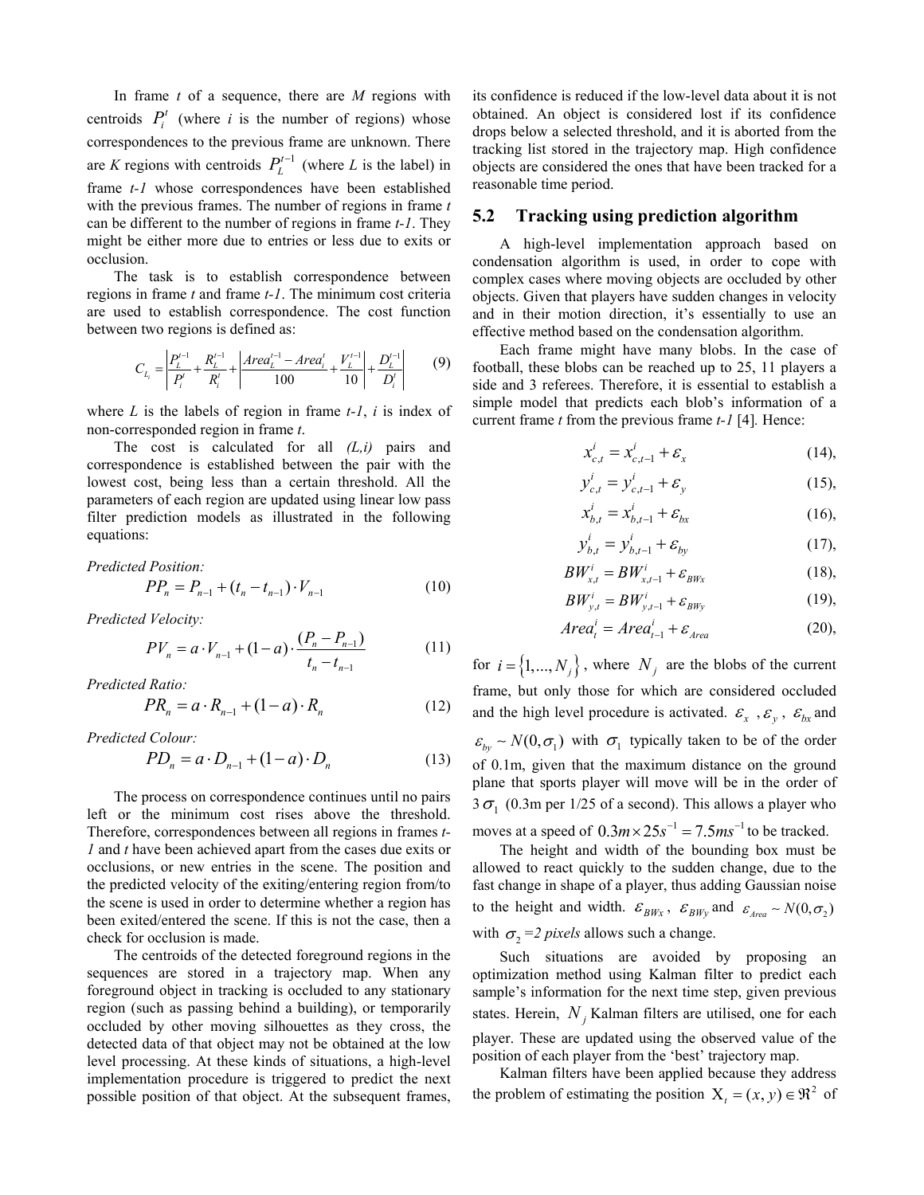In frame *t* of a sequence, there are *M* regions with centroids $P_i^t$ (where *i* is the number of regions) whose correspondences to the previous frame are unknown. There are *K* regions with centroids $P_L^{t-1}$ (where *L* is the label) in frame *t-1* whose correspondences have been established with the previous frames. The number of regions in frame *t* can be different to the number of regions in frame *t-1*. They might be either more due to entries or less due to exits or occlusion.

The task is to establish correspondence between regions in frame *t* and frame *t-1*. The minimum cost criteria are used to establish correspondence. The cost function between two regions is defined as:

$$C_{L_i} = \left| \frac{P_L^{t-1}}{P_i^t} + \frac{R_L^{t-1}}{R_i^t} + \left| \frac{Area_L^{t-1} - Area_i^t}{100} + \frac{V_L^{t-1}}{10} \right| + \frac{D_L^{t-1}}{D_i^t} \right| \quad (9)$$

where *L* is the labels of region in frame *t-1*, *i* is index of non-corresponded region in frame *t*.

The cost is calculated for all *(L,i)* pairs and correspondence is established between the pair with the lowest cost, being less than a certain threshold. All the parameters of each region are updated using linear low pass filter prediction models as illustrated in the following equations:

*Predicted Position:*

$$PP_n = P_{n-1} + (t_n - t_{n-1}) \cdot V_{n-1} \quad (10)$$

*Predicted Velocity:*

$$PV_n = a \cdot V_{n-1} + (1-a) \cdot \frac{(P_n - P_{n-1})}{t_n - t_{n-1}} \quad (11)$$

*Predicted Ratio:*

$$PR_n = a \cdot R_{n-1} + (1-a) \cdot R_n \quad (12)$$

*Predicted Colour:*

$$PD_n = a \cdot D_{n-1} + (1-a) \cdot D_n \quad (13)$$

The process on correspondence continues until no pairs left or the minimum cost rises above the threshold. Therefore, correspondences between all regions in frames *t-1* and *t* have been achieved apart from the cases due exits or occlusions, or new entries in the scene. The position and the predicted velocity of the exiting/entering region from/to the scene is used in order to determine whether a region has been exited/entered the scene. If this is not the case, then a check for occlusion is made.

The centroids of the detected foreground regions in the sequences are stored in a trajectory map. When any foreground object in tracking is occluded to any stationary region (such as passing behind a building), or temporarily occluded by other moving silhouettes as they cross, the detected data of that object may not be obtained at the low level processing. At these kinds of situations, a high-level implementation procedure is triggered to predict the next possible position of that object. At the subsequent frames, its confidence is reduced if the low-level data about it is not obtained. An object is considered lost if its confidence drops below a selected threshold, and it is aborted from the tracking list stored in the trajectory map. High confidence objects are considered the ones that have been tracked for a reasonable time period.

## 5.2 Tracking using prediction algorithm

A high-level implementation approach based on condensation algorithm is used, in order to cope with complex cases where moving objects are occluded by other objects. Given that players have sudden changes in velocity and in their motion direction, it's essentially to use an effective method based on the condensation algorithm.

Each frame might have many blobs. In the case of football, these blobs can be reached up to 25, 11 players a side and 3 referees. Therefore, it is essential to establish a simple model that predicts each blob's information of a current frame *t* from the previous frame *t-1* [4]. Hence:

$$x_{c,t}^i = x_{c,t-1}^i + \varepsilon_x \quad (14),$$

$$y_{c,t}^i = y_{c,t-1}^i + \varepsilon_y \quad (15),$$

$$x_{b,t}^i = x_{b,t-1}^i + \varepsilon_{bx} \quad (16),$$

$$y_{b,t}^i = y_{b,t-1}^i + \varepsilon_{by} \quad (17),$$

$$BW_{x,t}^i = BW_{x,t-1}^i + \varepsilon_{BWx} \quad (18),$$

$$BW_{y,t}^i = BW_{y,t-1}^i + \varepsilon_{BWy} \quad (19),$$

$$Area_t^i = Area_{t-1}^i + \varepsilon_{Area} \quad (20),$$

for $i = \{1,...,N_j\}$, where $N_j$ are the blobs of the current frame, but only those for which are considered occluded and the high level procedure is activated. $\varepsilon_x$ , $\varepsilon_y$ , $\varepsilon_{bx}$ and $\varepsilon_{by} \sim N(0,\sigma_1)$ with $\sigma_1$ typically taken to be of the order of 0.1m, given that the maximum distance on the ground plane that sports player will move will be in the order of $3\sigma_1$ (0.3m per 1/25 of a second). This allows a player who moves at a speed of $0.3m \times 25s^{-1} = 7.5ms^{-1}$ to be tracked.

The height and width of the bounding box must be allowed to react quickly to the sudden change, due to the fast change in shape of a player, thus adding Gaussian noise to the height and width. $\varepsilon_{BWx}$, $\varepsilon_{BWy}$ and $\varepsilon_{Area} \sim N(0,\sigma_2)$ with $\sigma_2$ *=2 pixels* allows such a change.

Such situations are avoided by proposing an optimization method using Kalman filter to predict each sample's information for the next time step, given previous states. Herein, $N_j$ Kalman filters are utilised, one for each player. These are updated using the observed value of the position of each player from the 'best' trajectory map.

Kalman filters have been applied because they address the problem of estimating the position $X_t = (x, y) \in \Re^2$ of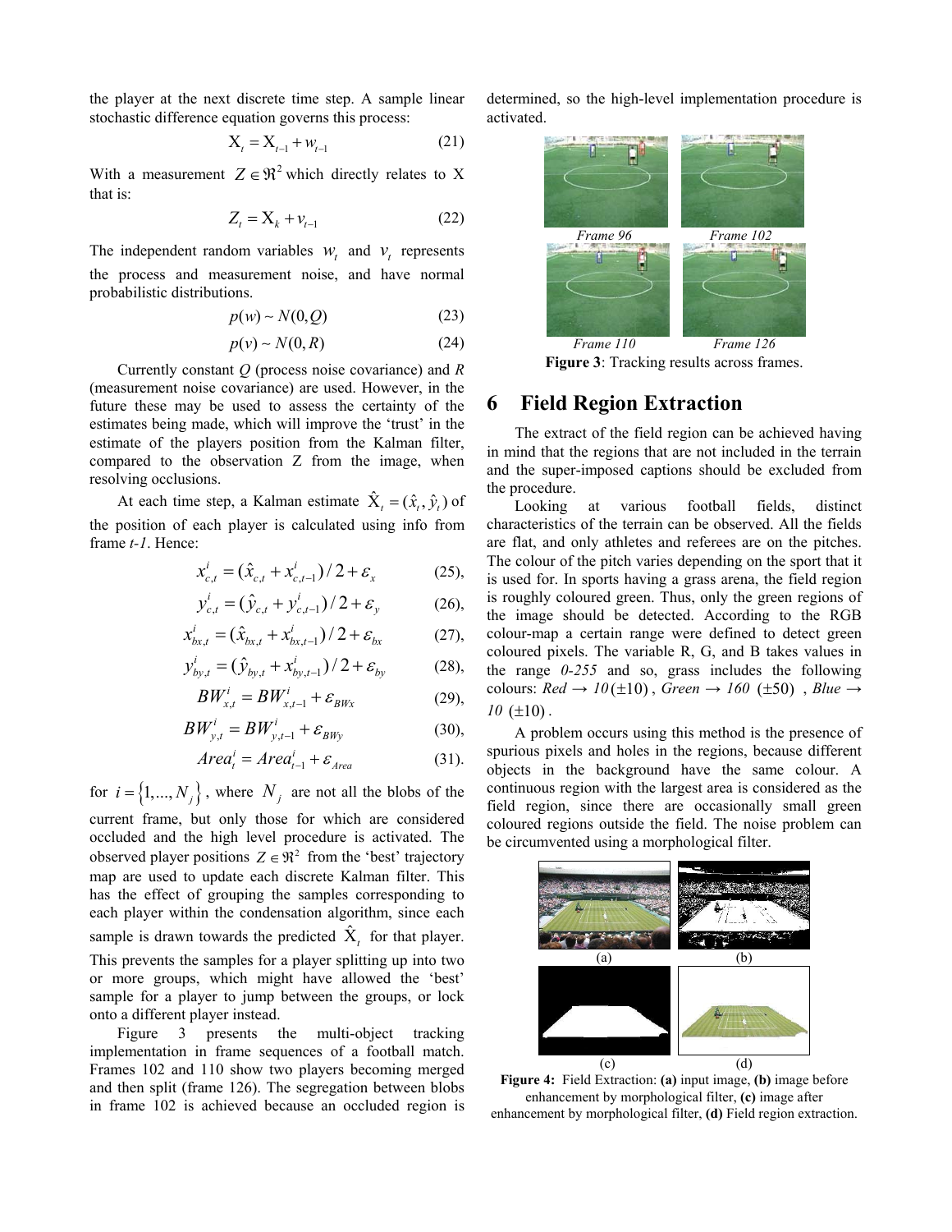the player at the next discrete time step. A sample linear stochastic difference equation governs this process:

$$X_t = X_{t-1} + w_{t-1} \quad (21)$$

With a measurement $Z \in \Re^2$ which directly relates to X that is:

$$Z_t = X_k + v_{t-1} \quad (22)$$

The independent random variables $w_t$ and $v_t$ represents the process and measurement noise, and have normal probabilistic distributions.

$$p(w) \sim N(0, Q) \quad (23)$$

$$p(v) \sim N(0, R) \quad (24)$$

Currently constant *Q* (process noise covariance) and *R* (measurement noise covariance) are used. However, in the future these may be used to assess the certainty of the estimates being made, which will improve the 'trust' in the estimate of the players position from the Kalman filter, compared to the observation Z from the image, when resolving occlusions.

At each time step, a Kalman estimate $\hat{X}_t = (\hat{x}_t, \hat{y}_t)$ of the position of each player is calculated using info from frame *t-1*. Hence:

$$x^i_{c,t} = (\hat{x}_{c,t} + x^i_{c,t-1})/2 + \varepsilon_x \quad (25),$$

$$y^i_{c,t} = (\hat{y}_{c,t} + y^i_{c,t-1})/2 + \varepsilon_y \quad (26),$$

$$x^i_{bx,t} = (\hat{x}_{bx,t} + x^i_{bx,t-1})/2 + \varepsilon_{bx} \quad (27),$$

$$y^i_{by,t} = (\hat{y}_{by,t} + x^i_{by,t-1})/2 + \varepsilon_{by} \quad (28),$$

$$BW^i_{x,t} = BW^i_{x,t-1} + \varepsilon_{BWx} \quad (29),$$

$$BW^i_{y,t} = BW^i_{y,t-1} + \varepsilon_{BWy} \quad (30),$$

$$Area^i_t = Area^i_{t-1} + \varepsilon_{Area} \quad (31).$$

for $i = \{1, ..., N_j\}$, where $N_j$ are not all the blobs of the current frame, but only those for which are considered occluded and the high level procedure is activated. The observed player positions $Z \in \Re^2$ from the 'best' trajectory map are used to update each discrete Kalman filter. This has the effect of grouping the samples corresponding to each player within the condensation algorithm, since each sample is drawn towards the predicted $\hat{X}_t$ for that player. This prevents the samples for a player splitting up into two or more groups, which might have allowed the 'best' sample for a player to jump between the groups, or lock onto a different player instead.

Figure 3 presents the multi-object tracking implementation in frame sequences of a football match. Frames 102 and 110 show two players becoming merged and then split (frame 126). The segregation between blobs in frame 102 is achieved because an occluded region is determined, so the high-level implementation procedure is activated.

*Frame 96* *Frame 102* *Frame 110* *Frame 126*

**Figure 3**: Tracking results across frames.

## 6 Field Region Extraction

The extract of the field region can be achieved having in mind that the regions that are not included in the terrain and the super-imposed captions should be excluded from the procedure.

Looking at various football fields, distinct characteristics of the terrain can be observed. All the fields are flat, and only athletes and referees are on the pitches. The colour of the pitch varies depending on the sport that it is used for. In sports having a grass arena, the field region is roughly coloured green. Thus, only the green regions of the image should be detected. According to the RGB colour-map a certain range were defined to detect green coloured pixels. The variable R, G, and B takes values in the range *0-255* and so, grass includes the following colours: *Red → 10* $(\pm 10)$, *Green → 160* $(\pm 50)$, *Blue → 10* $(\pm 10)$.

A problem occurs using this method is the presence of spurious pixels and holes in the regions, because different objects in the background have the same colour. A continuous region with the largest area is considered as the field region, since there are occasionally small green coloured regions outside the field. The noise problem can be circumvented using a morphological filter.

(a) (b) (c) (d)

**Figure 4:** Field Extraction: **(a)** input image, **(b)** image before enhancement by morphological filter, **(c)** image after enhancement by morphological filter, **(d)** Field region extraction.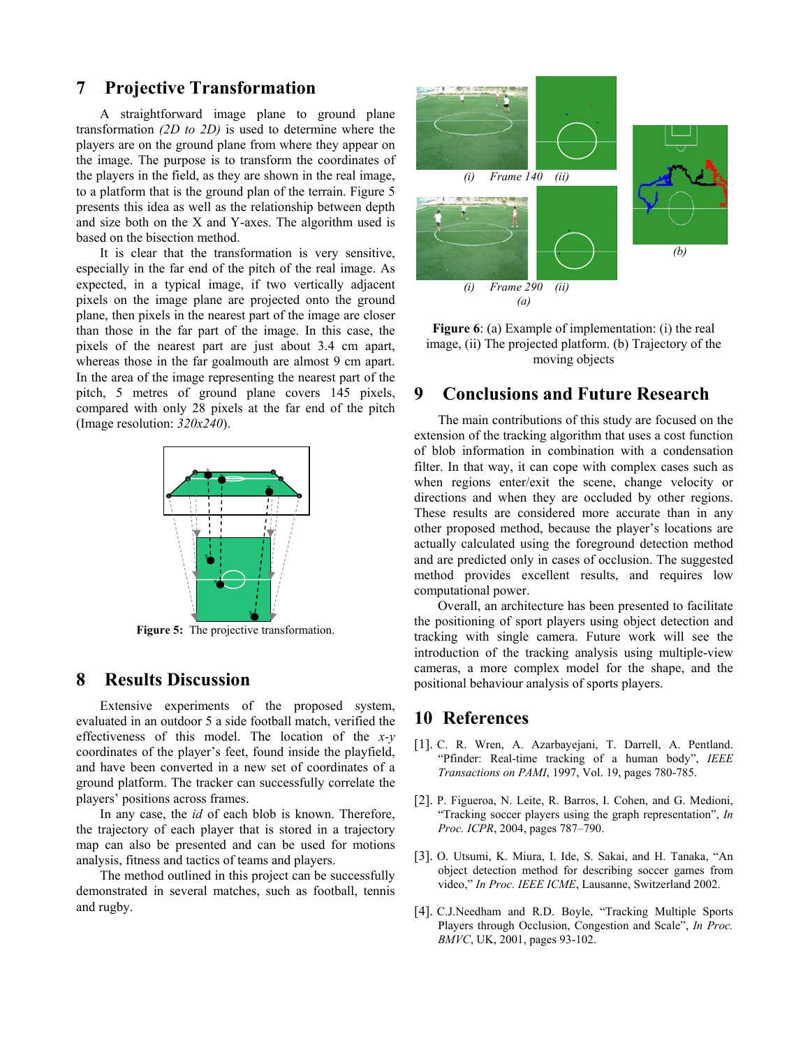## 7 Projective Transformation

A straightforward image plane to ground plane transformation *(2D to 2D)* is used to determine where the players are on the ground plane from where they appear on the image. The purpose is to transform the coordinates of the players in the field, as they are shown in the real image, to a platform that is the ground plan of the terrain. Figure 5 presents this idea as well as the relationship between depth and size both on the X and Y-axes. The algorithm used is based on the bisection method.

It is clear that the transformation is very sensitive, especially in the far end of the pitch of the real image. As expected, in a typical image, if two vertically adjacent pixels on the image plane are projected onto the ground plane, then pixels in the nearest part of the image are closer than those in the far part of the image. In this case, the pixels of the nearest part are just about 3.4 cm apart, whereas those in the far goalmouth are almost 9 cm apart. In the area of the image representing the nearest part of the pitch, 5 metres of ground plane covers 145 pixels, compared with only 28 pixels at the far end of the pitch (Image resolution: *320x240*).

**Figure 5:** The projective transformation.

## 8 Results Discussion

Extensive experiments of the proposed system, evaluated in an outdoor 5 a side football match, verified the effectiveness of this model. The location of the *x-y* coordinates of the player's feet, found inside the playfield, and have been converted in a new set of coordinates of a ground platform. The tracker can successfully correlate the players' positions across frames.

In any case, the *id* of each blob is known. Therefore, the trajectory of each player that is stored in a trajectory map can also be presented and can be used for motions analysis, fitness and tactics of teams and players.

The method outlined in this project can be successfully demonstrated in several matches, such as football, tennis and rugby.

*(i) Frame 140 (ii)*

*(i) Frame 290 (ii)*

*(a)*

*(b)*

**Figure 6**: (a) Example of implementation: (i) the real image, (ii) The projected platform. (b) Trajectory of the moving objects

## 9 Conclusions and Future Research

The main contributions of this study are focused on the extension of the tracking algorithm that uses a cost function of blob information in combination with a condensation filter. In that way, it can cope with complex cases such as when regions enter/exit the scene, change velocity or directions and when they are occluded by other regions. These results are considered more accurate than in any other proposed method, because the player's locations are actually calculated using the foreground detection method and are predicted only in cases of occlusion. The suggested method provides excellent results, and requires low computational power.

Overall, an architecture has been presented to facilitate the positioning of sport players using object detection and tracking with single camera. Future work will see the introduction of the tracking analysis using multiple-view cameras, a more complex model for the shape, and the positional behaviour analysis of sports players.

## 10 References

[1]. C. R. Wren, A. Azarbayejani, T. Darrell, A. Pentland. "Pfinder: Real-time tracking of a human body", *IEEE Transactions on PAMI*, 1997, Vol. 19, pages 780-785.

[2]. P. Figueroa, N. Leite, R. Barros, I. Cohen, and G. Medioni, "Tracking soccer players using the graph representation", *In Proc. ICPR*, 2004, pages 787–790.

[3]. O. Utsumi, K. Miura, I. Ide, S. Sakai, and H. Tanaka, "An object detection method for describing soccer games from video," *In Proc. IEEE ICME*, Lausanne, Switzerland 2002.

[4]. C.J.Needham and R.D. Boyle, "Tracking Multiple Sports Players through Occlusion, Congestion and Scale", *In Proc. BMVC*, UK, 2001, pages 93-102.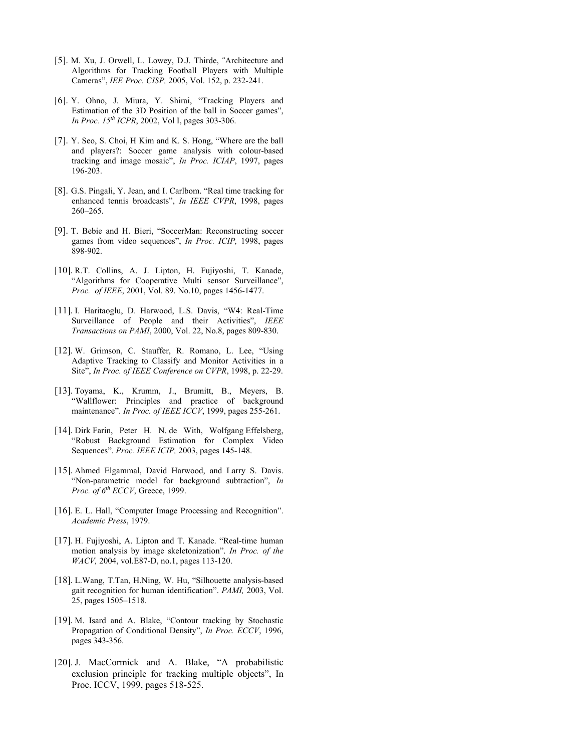[5]. M. Xu, J. Orwell, L. Lowey, D.J. Thirde, "Architecture and Algorithms for Tracking Football Players with Multiple Cameras", *IEE Proc. CISP,* 2005, Vol. 152, p. 232-241.

[6]. Y. Ohno, J. Miura, Y. Shirai, "Tracking Players and Estimation of the 3D Position of the ball in Soccer games", *In Proc. 15th ICPR*, 2002, Vol I, pages 303-306.

[7]. Y. Seo, S. Choi, H Kim and K. S. Hong, "Where are the ball and players?: Soccer game analysis with colour-based tracking and image mosaic", *In Proc. ICIAP*, 1997, pages 196-203.

[8]. G.S. Pingali, Y. Jean, and I. Carlbom. "Real time tracking for enhanced tennis broadcasts", *In IEEE CVPR*, 1998, pages 260–265.

[9]. T. Bebie and H. Bieri, "SoccerMan: Reconstructing soccer games from video sequences", *In Proc. ICIP,* 1998, pages 898-902.

[10]. R.T. Collins, A. J. Lipton, H. Fujiyoshi, T. Kanade, "Algorithms for Cooperative Multi sensor Surveillance", *Proc. of IEEE*, 2001, Vol. 89. No.10, pages 1456-1477.

[11]. I. Haritaoglu, D. Harwood, L.S. Davis, "W4: Real-Time Surveillance of People and their Activities", *IEEE Transactions on PAMI*, 2000, Vol. 22, No.8, pages 809-830.

[12]. W. Grimson, C. Stauffer, R. Romano, L. Lee, "Using Adaptive Tracking to Classify and Monitor Activities in a Site", *In Proc. of IEEE Conference on CVPR*, 1998, p. 22-29.

[13]. Toyama, K., Krumm, J., Brumitt, B., Meyers, B. "Wallflower: Principles and practice of background maintenance". *In Proc. of IEEE ICCV*, 1999, pages 255-261.

[14]. Dirk Farin, Peter H. N. de With, Wolfgang Effelsberg, "Robust Background Estimation for Complex Video Sequences". *Proc. IEEE ICIP,* 2003, pages 145-148.

[15]. Ahmed Elgammal, David Harwood, and Larry S. Davis. "Non-parametric model for background subtraction", *In Proc. of 6th ECCV*, Greece, 1999.

[16]. E. L. Hall, "Computer Image Processing and Recognition". *Academic Press*, 1979.

[17]. H. Fujiyoshi, A. Lipton and T. Kanade. "Real-time human motion analysis by image skeletonization". *In Proc. of the WACV,* 2004, vol.E87-D, no.1, pages 113-120.

[18]. L.Wang, T.Tan, H.Ning, W. Hu, "Silhouette analysis-based gait recognition for human identification". *PAMI,* 2003, Vol. 25, pages 1505–1518.

[19]. M. Isard and A. Blake, "Contour tracking by Stochastic Propagation of Conditional Density", *In Proc. ECCV*, 1996, pages 343-356.

[20]. J. MacCormick and A. Blake, "A probabilistic exclusion principle for tracking multiple objects", In Proc. ICCV, 1999, pages 518-525.